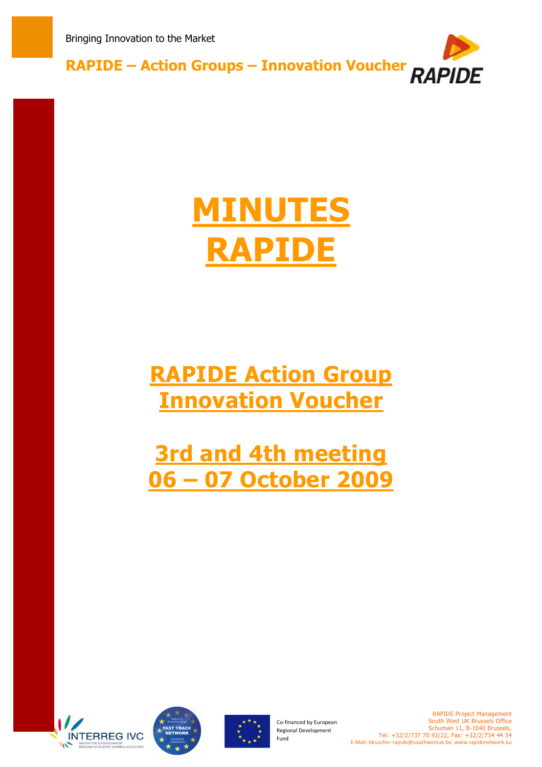Bringing Innovation to the Market

**RAPIDE – Action Groups – Innovation Voucher**

# MINUTES RAPIDE

## RAPIDE Action Group Innovation Voucher

## 3rd and 4th meeting 06 – 07 October 2009

Co-financed by European Regional Development Fund

RAPIDE Project Management
South West UK Brussels Office
Schuman 11, B-1040 Brussels,
Tel: +32/2/737 70 92/22, Fax: +32/2/734 44 34
E-Mail: bkuscher-rapide@southwestuk.be, www.rapidenetwork.eu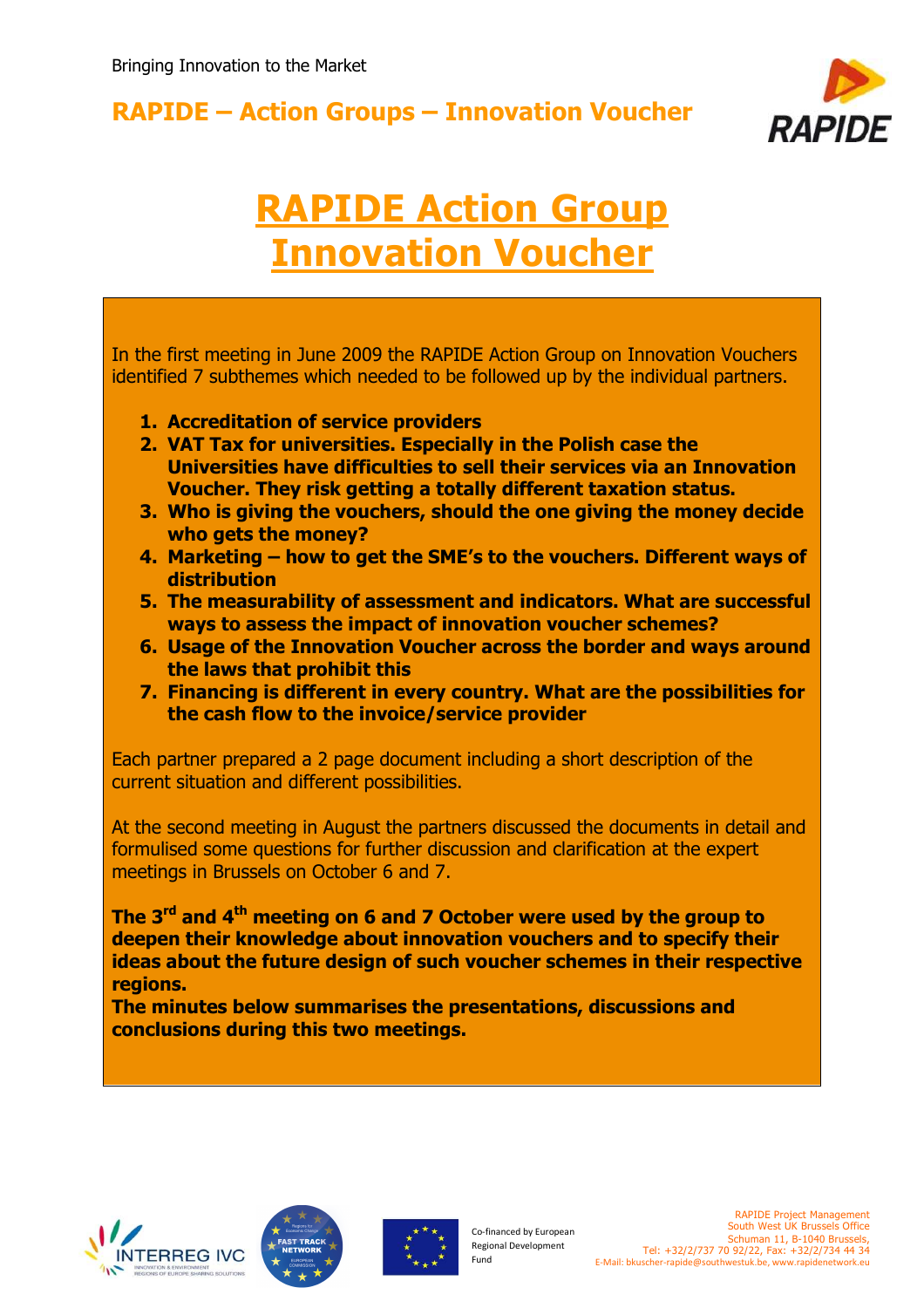# RAPIDE Action Group Innovation Voucher

In the first meeting in June 2009 the RAPIDE Action Group on Innovation Vouchers identified 7 subthemes which needed to be followed up by the individual partners.

1. **Accreditation of service providers**
2. **VAT Tax for universities. Especially in the Polish case the Universities have difficulties to sell their services via an Innovation Voucher. They risk getting a totally different taxation status.**
3. **Who is giving the vouchers, should the one giving the money decide who gets the money?**
4. **Marketing – how to get the SME's to the vouchers. Different ways of distribution**
5. **The measurability of assessment and indicators. What are successful ways to assess the impact of innovation voucher schemes?**
6. **Usage of the Innovation Voucher across the border and ways around the laws that prohibit this**
7. **Financing is different in every country. What are the possibilities for the cash flow to the invoice/service provider**

Each partner prepared a 2 page document including a short description of the current situation and different possibilities.

At the second meeting in August the partners discussed the documents in detail and formulised some questions for further discussion and clarification at the expert meetings in Brussels on October 6 and 7.

**The 3rd and 4th meeting on 6 and 7 October were used by the group to deepen their knowledge about innovation vouchers and to specify their ideas about the future design of such voucher schemes in their respective regions.**
**The minutes below summarises the presentations, discussions and conclusions during this two meetings.**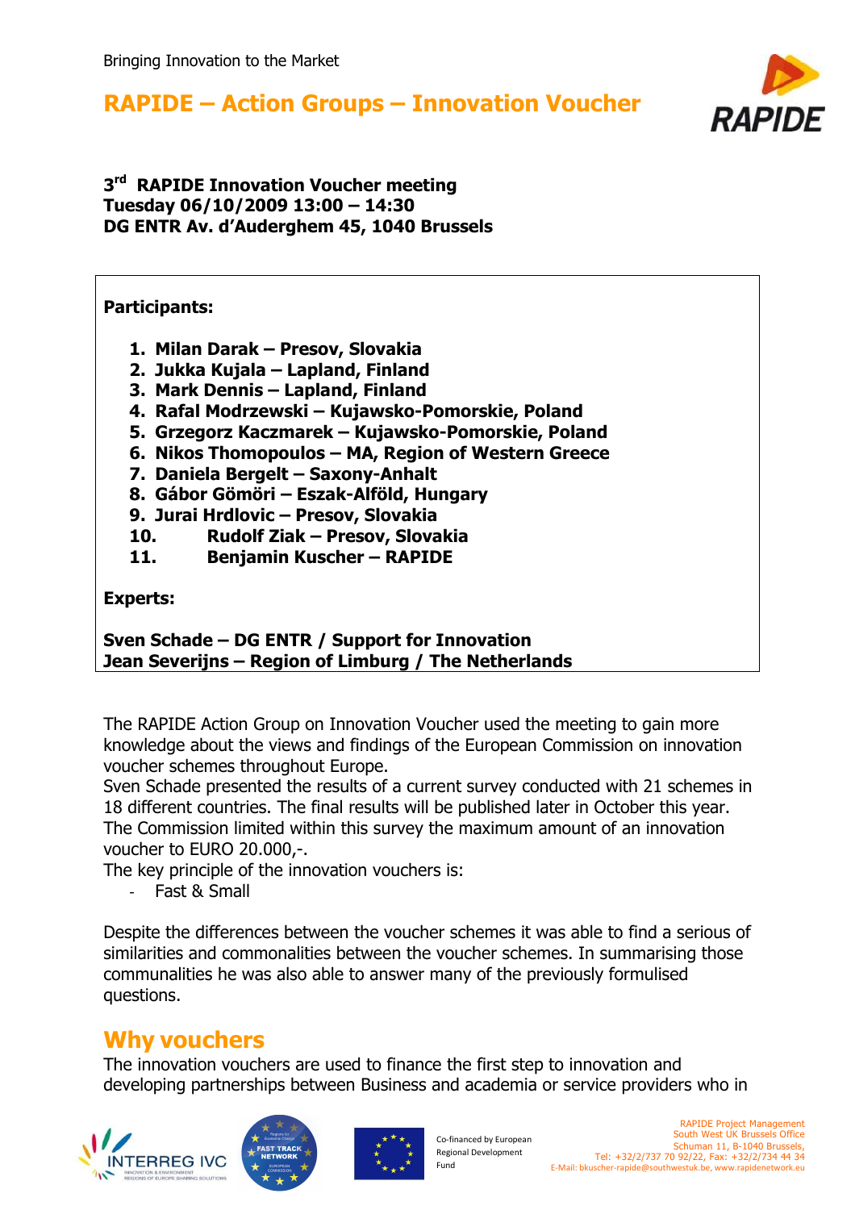Bringing Innovation to the Market

# RAPIDE – Action Groups – Innovation Voucher

**3rd RAPIDE Innovation Voucher meeting**
**Tuesday 06/10/2009 13:00 – 14:30**
**DG ENTR Av. d'Auderghem 45, 1040 Brussels**

**Participants:**

1. **Milan Darak – Presov, Slovakia**
2. **Jukka Kujala – Lapland, Finland**
3. **Mark Dennis – Lapland, Finland**
4. **Rafal Modrzewski – Kujawsko-Pomorskie, Poland**
5. **Grzegorz Kaczmarek – Kujawsko-Pomorskie, Poland**
6. **Nikos Thomopoulos – MA, Region of Western Greece**
7. **Daniela Bergelt – Saxony-Anhalt**
8. **Gábor Gömöri – Eszak-Alföld, Hungary**
9. **Jurai Hrdlovic – Presov, Slovakia**
10. **Rudolf Ziak – Presov, Slovakia**
11. **Benjamin Kuscher – RAPIDE**

**Experts:**

**Sven Schade – DG ENTR / Support for Innovation**
**Jean Severijns – Region of Limburg / The Netherlands**

The RAPIDE Action Group on Innovation Voucher used the meeting to gain more knowledge about the views and findings of the European Commission on innovation voucher schemes throughout Europe.
Sven Schade presented the results of a current survey conducted with 21 schemes in 18 different countries. The final results will be published later in October this year. The Commission limited within this survey the maximum amount of an innovation voucher to EURO 20.000,-.
The key principle of the innovation vouchers is:

- Fast & Small

Despite the differences between the voucher schemes it was able to find a serious of similarities and commonalities between the voucher schemes. In summarising those communalities he was also able to answer many of the previously formulised questions.

## Why vouchers

The innovation vouchers are used to finance the first step to innovation and developing partnerships between Business and academia or service providers who in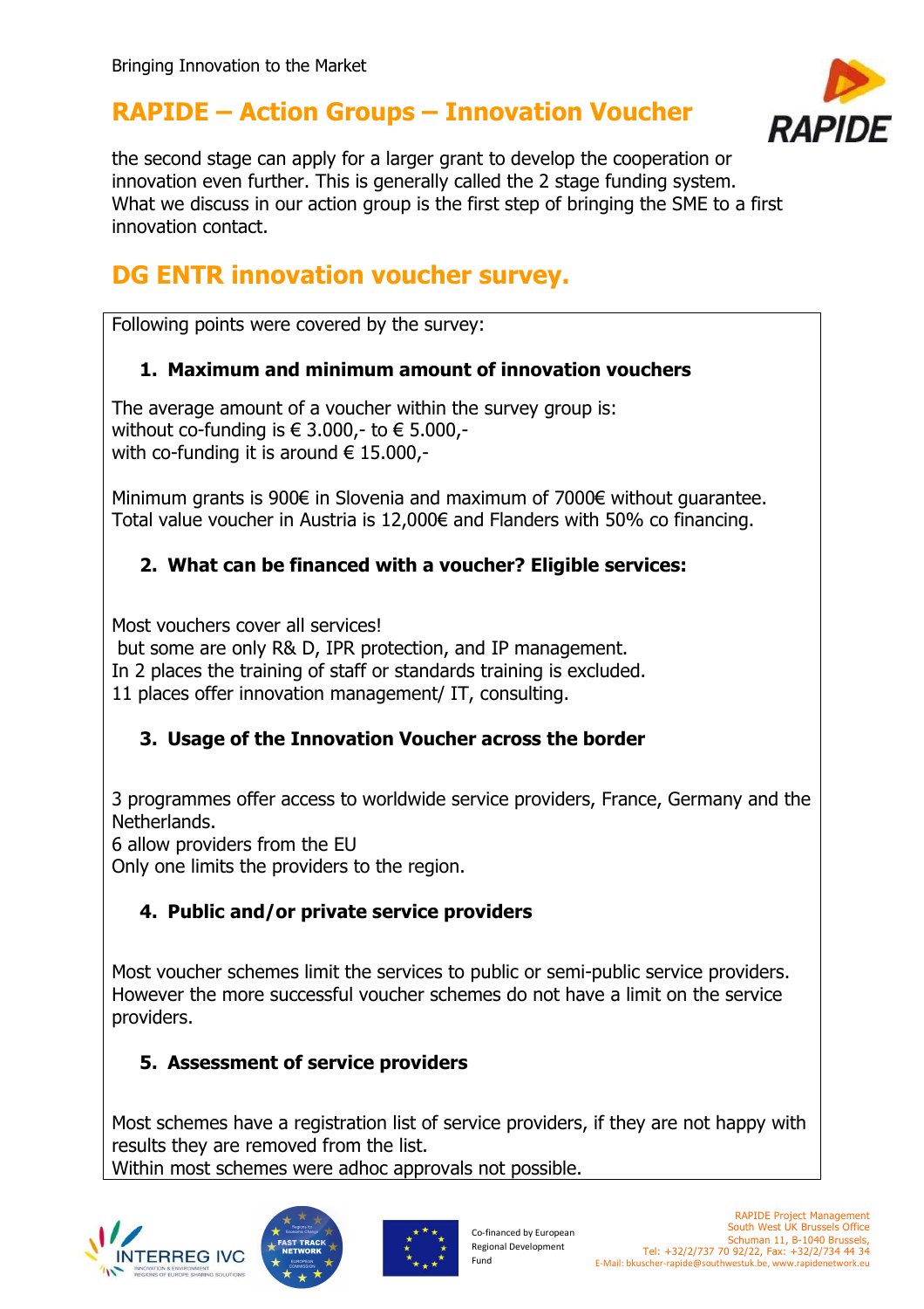the second stage can apply for a larger grant to develop the cooperation or innovation even further. This is generally called the 2 stage funding system. What we discuss in our action group is the first step of bringing the SME to a first innovation contact.

## DG ENTR innovation voucher survey.

Following points were covered by the survey:

### 1. Maximum and minimum amount of innovation vouchers

The average amount of a voucher within the survey group is:
without co-funding is € 3.000,- to € 5.000,-
with co-funding it is around € 15.000,-

Minimum grants is 900€ in Slovenia and maximum of 7000€ without guarantee. Total value voucher in Austria is 12,000€ and Flanders with 50% co financing.

### 2. What can be financed with a voucher? Eligible services:

Most vouchers cover all services!
but some are only R& D, IPR protection, and IP management.
In 2 places the training of staff or standards training is excluded.
11 places offer innovation management/ IT, consulting.

### 3. Usage of the Innovation Voucher across the border

3 programmes offer access to worldwide service providers, France, Germany and the Netherlands.
6 allow providers from the EU
Only one limits the providers to the region.

### 4. Public and/or private service providers

Most voucher schemes limit the services to public or semi-public service providers. However the more successful voucher schemes do not have a limit on the service providers.

### 5. Assessment of service providers

Most schemes have a registration list of service providers, if they are not happy with results they are removed from the list.
Within most schemes were adhoc approvals not possible.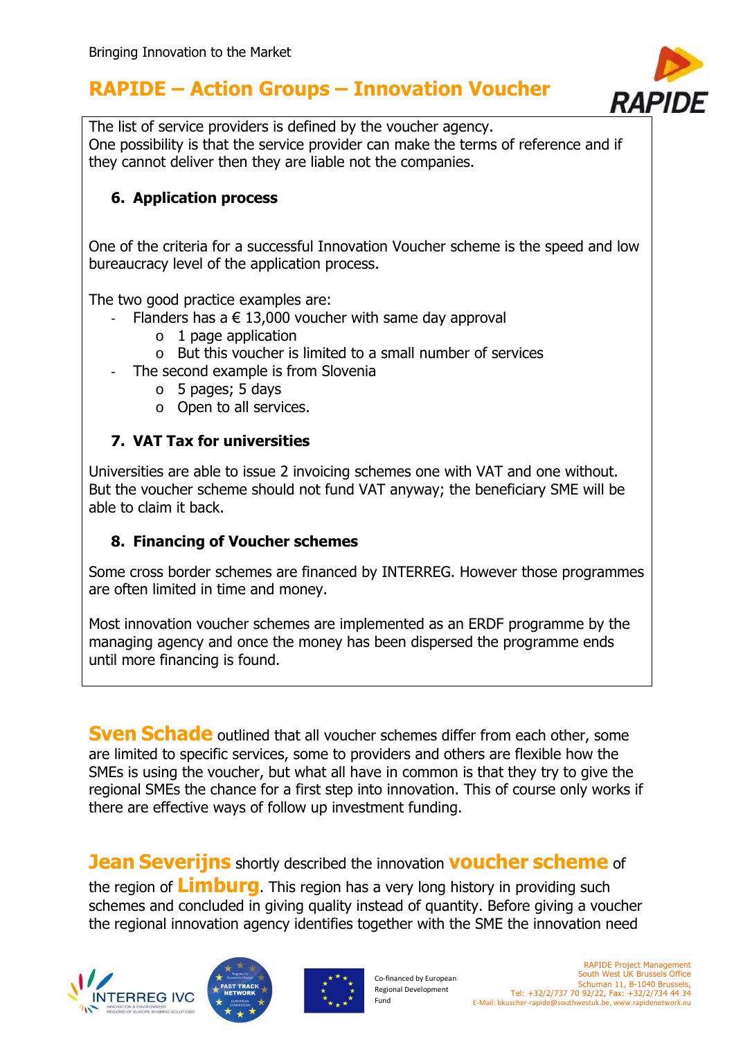The list of service providers is defined by the voucher agency.
One possibility is that the service provider can make the terms of reference and if they cannot deliver then they are liable not the companies.

### 6. Application process

One of the criteria for a successful Innovation Voucher scheme is the speed and low bureaucracy level of the application process.

The two good practice examples are:

- Flanders has a € 13,000 voucher with same day approval
  - 1 page application
  - But this voucher is limited to a small number of services
- The second example is from Slovenia
  - 5 pages; 5 days
  - Open to all services.

### 7. VAT Tax for universities

Universities are able to issue 2 invoicing schemes one with VAT and one without. But the voucher scheme should not fund VAT anyway; the beneficiary SME will be able to claim it back.

### 8. Financing of Voucher schemes

Some cross border schemes are financed by INTERREG. However those programmes are often limited in time and money.

Most innovation voucher schemes are implemented as an ERDF programme by the managing agency and once the money has been dispersed the programme ends until more financing is found.

**Sven Schade** outlined that all voucher schemes differ from each other, some are limited to specific services, some to providers and others are flexible how the SMEs is using the voucher, but what all have in common is that they try to give the regional SMEs the chance for a first step into innovation. This of course only works if there are effective ways of follow up investment funding.

**Jean Severijns** shortly described the innovation **voucher scheme** of the region of **Limburg**. This region has a very long history in providing such schemes and concluded in giving quality instead of quantity. Before giving a voucher the regional innovation agency identifies together with the SME the innovation need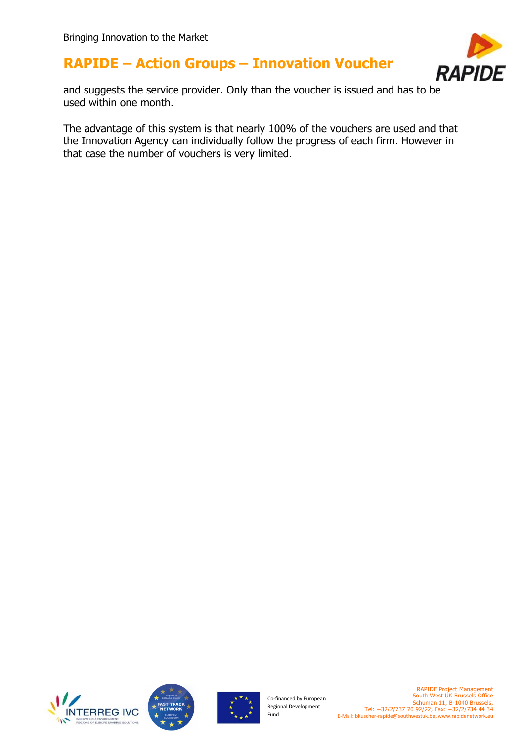and suggests the service provider. Only than the voucher is issued and has to be used within one month.

The advantage of this system is that nearly 100% of the vouchers are used and that the Innovation Agency can individually follow the progress of each firm. However in that case the number of vouchers is very limited.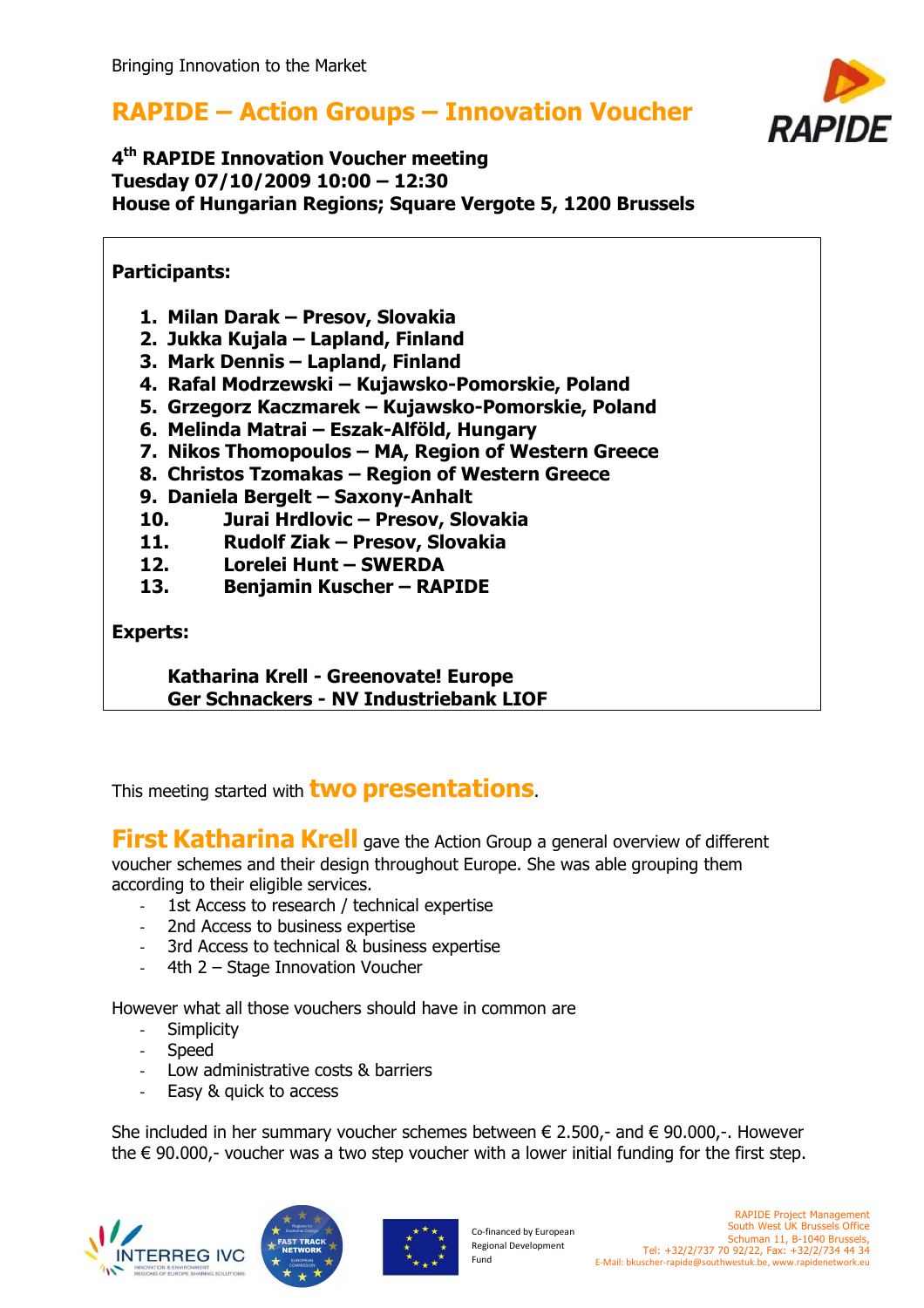Bringing Innovation to the Market

# RAPIDE – Action Groups – Innovation Voucher

**4th RAPIDE Innovation Voucher meeting**
**Tuesday 07/10/2009 10:00 – 12:30**
**House of Hungarian Regions; Square Vergote 5, 1200 Brussels**

**Participants:**

1. **Milan Darak – Presov, Slovakia**
2. **Jukka Kujala – Lapland, Finland**
3. **Mark Dennis – Lapland, Finland**
4. **Rafal Modrzewski – Kujawsko-Pomorskie, Poland**
5. **Grzegorz Kaczmarek – Kujawsko-Pomorskie, Poland**
6. **Melinda Matrai – Eszak-Alföld, Hungary**
7. **Nikos Thomopoulos – MA, Region of Western Greece**
8. **Christos Tzomakas – Region of Western Greece**
9. **Daniela Bergelt – Saxony-Anhalt**
10. **Jurai Hrdlovic – Presov, Slovakia**
11. **Rudolf Ziak – Presov, Slovakia**
12. **Lorelei Hunt – SWERDA**
13. **Benjamin Kuscher – RAPIDE**

**Experts:**

**Katharina Krell - Greenovate! Europe**
**Ger Schnackers - NV Industriebank LIOF**

This meeting started with **two presentations**.

**First Katharina Krell** gave the Action Group a general overview of different voucher schemes and their design throughout Europe. She was able grouping them according to their eligible services.

- 1st Access to research / technical expertise
- 2nd Access to business expertise
- 3rd Access to technical & business expertise
- 4th 2 – Stage Innovation Voucher

However what all those vouchers should have in common are

- Simplicity
- Speed
- Low administrative costs & barriers
- Easy & quick to access

She included in her summary voucher schemes between € 2.500,- and € 90.000,-. However the € 90.000,- voucher was a two step voucher with a lower initial funding for the first step.

Co-financed by European Regional Development Fund

RAPIDE Project Management
South West UK Brussels Office
Schuman 11, B-1040 Brussels,
Tel: +32/2/737 70 92/22, Fax: +32/2/734 44 34
E-Mail: bkuscher-rapide@southwestuk.be, www.rapidenetwork.eu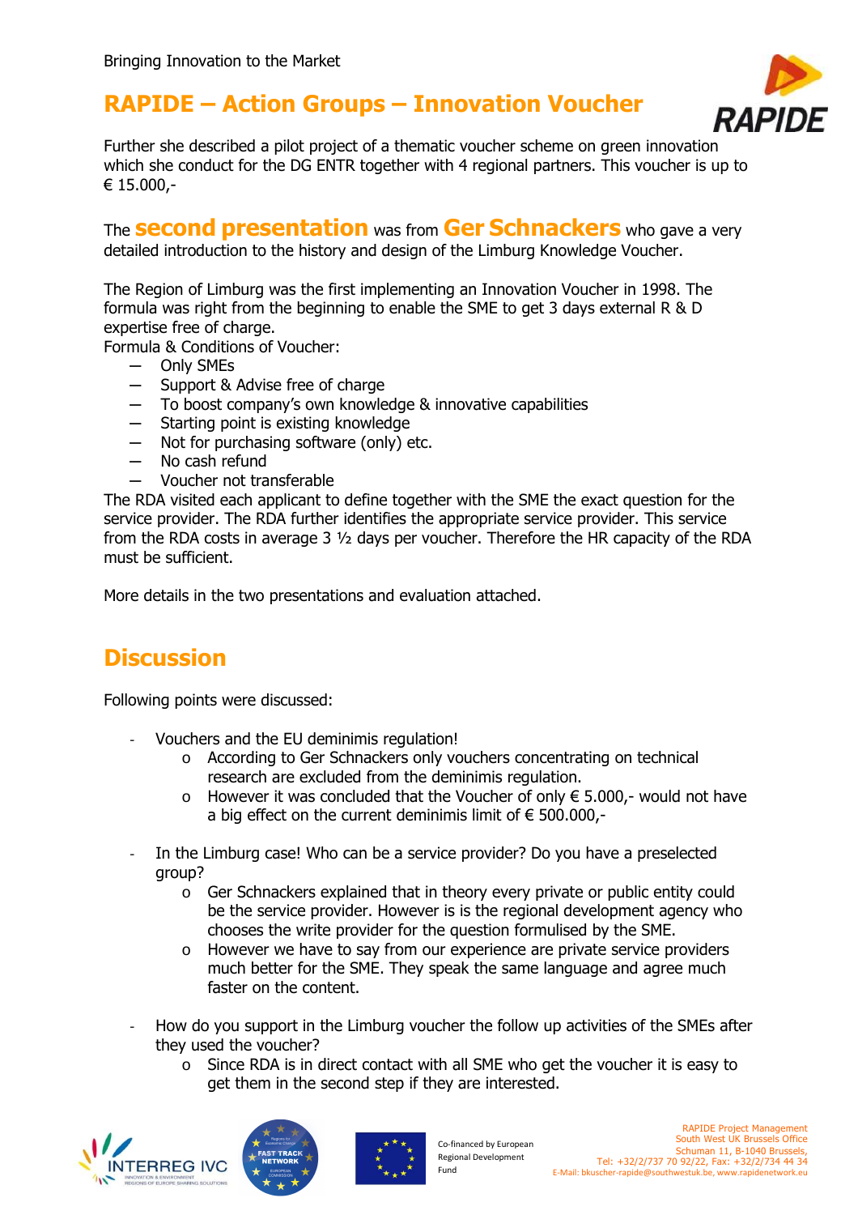## RAPIDE – Action Groups – Innovation Voucher

Further she described a pilot project of a thematic voucher scheme on green innovation which she conduct for the DG ENTR together with 4 regional partners. This voucher is up to € 15.000,-

The **second presentation** was from **Ger Schnackers** who gave a very detailed introduction to the history and design of the Limburg Knowledge Voucher.

The Region of Limburg was the first implementing an Innovation Voucher in 1998. The formula was right from the beginning to enable the SME to get 3 days external R & D expertise free of charge.
Formula & Conditions of Voucher:

- Only SMEs
- Support & Advise free of charge
- To boost company's own knowledge & innovative capabilities
- Starting point is existing knowledge
- Not for purchasing software (only) etc.
- No cash refund
- Voucher not transferable

The RDA visited each applicant to define together with the SME the exact question for the service provider. The RDA further identifies the appropriate service provider. This service from the RDA costs in average 3 ½ days per voucher. Therefore the HR capacity of the RDA must be sufficient.

More details in the two presentations and evaluation attached.

## Discussion

Following points were discussed:

- Vouchers and the EU deminimis regulation!
  - According to Ger Schnackers only vouchers concentrating on technical research are excluded from the deminimis regulation.
  - However it was concluded that the Voucher of only € 5.000,- would not have a big effect on the current deminimis limit of € 500.000,-
- In the Limburg case! Who can be a service provider? Do you have a preselected group?
  - Ger Schnackers explained that in theory every private or public entity could be the service provider. However is is the regional development agency who chooses the write provider for the question formulised by the SME.
  - However we have to say from our experience are private service providers much better for the SME. They speak the same language and agree much faster on the content.
- How do you support in the Limburg voucher the follow up activities of the SMEs after they used the voucher?
  - Since RDA is in direct contact with all SME who get the voucher it is easy to get them in the second step if they are interested.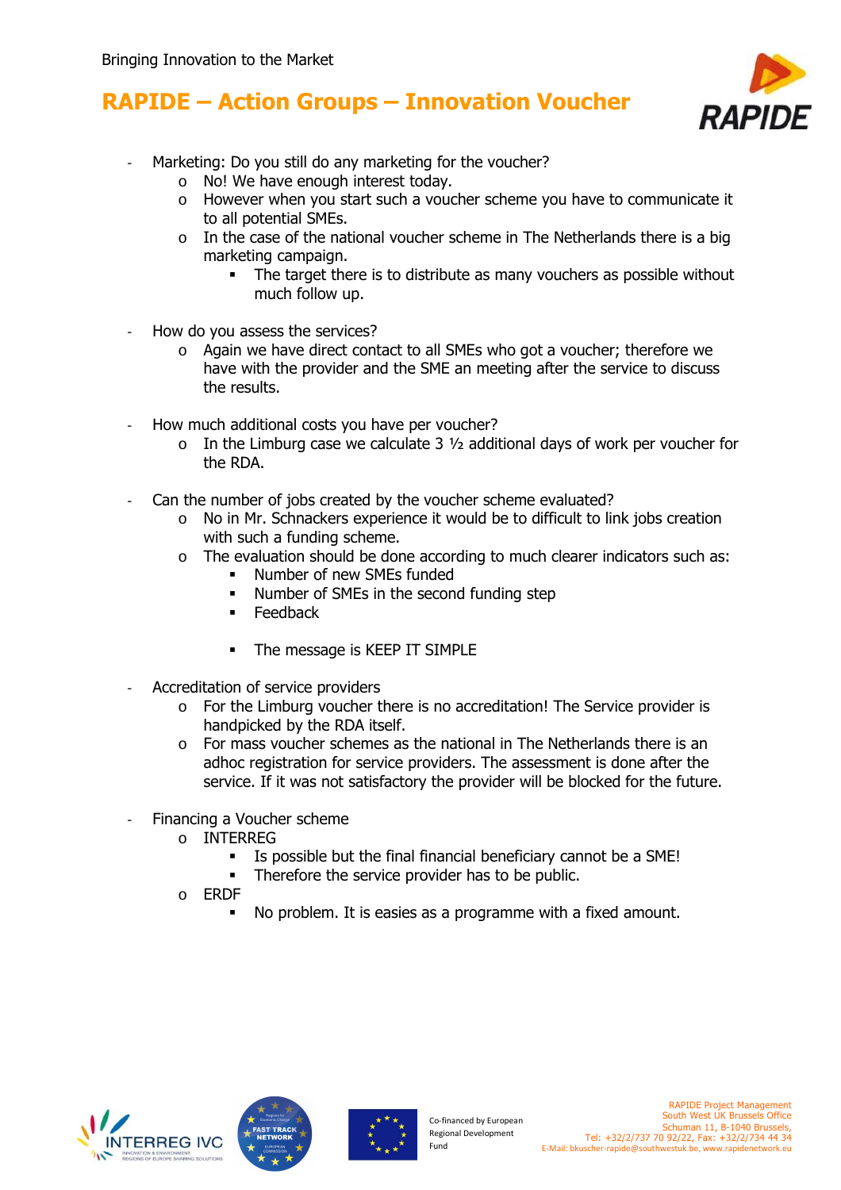# RAPIDE – Action Groups – Innovation Voucher

- Marketing: Do you still do any marketing for the voucher?
  - No! We have enough interest today.
  - However when you start such a voucher scheme you have to communicate it to all potential SMEs.
  - In the case of the national voucher scheme in The Netherlands there is a big marketing campaign.
    - The target there is to distribute as many vouchers as possible without much follow up.

- How do you assess the services?
  - Again we have direct contact to all SMEs who got a voucher; therefore we have with the provider and the SME an meeting after the service to discuss the results.

- How much additional costs you have per voucher?
  - In the Limburg case we calculate 3 ½ additional days of work per voucher for the RDA.

- Can the number of jobs created by the voucher scheme evaluated?
  - No in Mr. Schnackers experience it would be to difficult to link jobs creation with such a funding scheme.
  - The evaluation should be done according to much clearer indicators such as:
    - Number of new SMEs funded
    - Number of SMEs in the second funding step
    - Feedback

    - The message is KEEP IT SIMPLE

- Accreditation of service providers
  - For the Limburg voucher there is no accreditation! The Service provider is handpicked by the RDA itself.
  - For mass voucher schemes as the national in The Netherlands there is an adhoc registration for service providers. The assessment is done after the service. If it was not satisfactory the provider will be blocked for the future.

- Financing a Voucher scheme
  - INTERREG
    - Is possible but the final financial beneficiary cannot be a SME!
    - Therefore the service provider has to be public.
  - ERDF
    - No problem. It is easies as a programme with a fixed amount.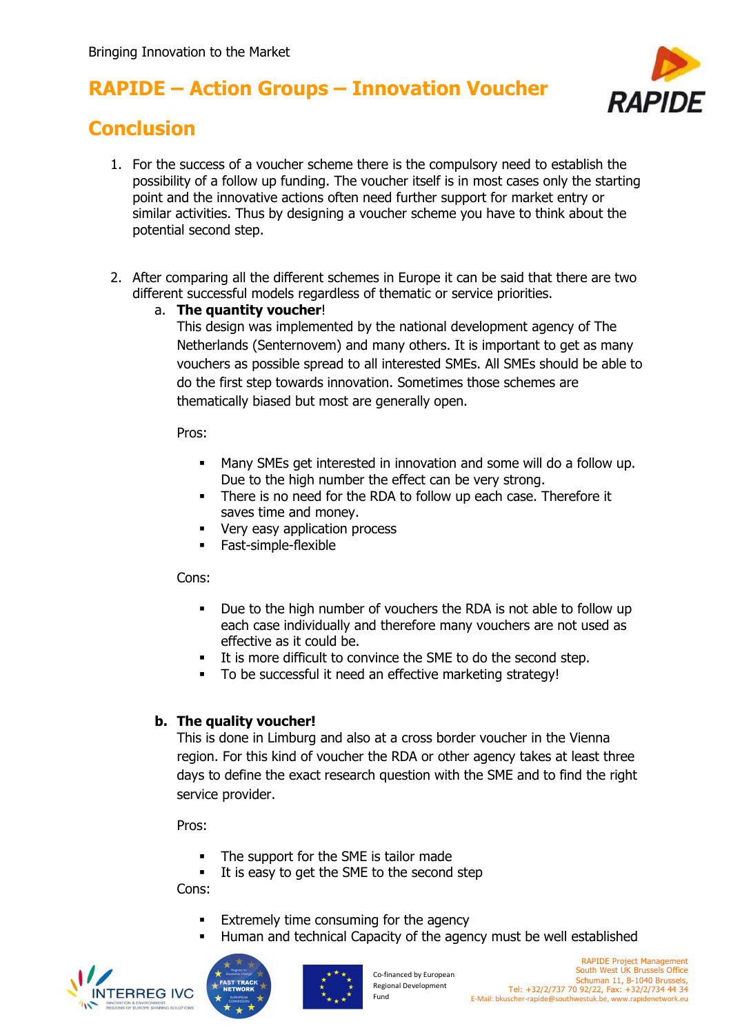# RAPIDE – Action Groups – Innovation Voucher

## Conclusion

1. For the success of a voucher scheme there is the compulsory need to establish the possibility of a follow up funding. The voucher itself is in most cases only the starting point and the innovative actions often need further support for market entry or similar activities. Thus by designing a voucher scheme you have to think about the potential second step.

2. After comparing all the different schemes in Europe it can be said that there are two different successful models regardless of thematic or service priorities.

   a. **The quantity voucher**!
   This design was implemented by the national development agency of The Netherlands (Senternovem) and many others. It is important to get as many vouchers as possible spread to all interested SMEs. All SMEs should be able to do the first step towards innovation. Sometimes those schemes are thematically biased but most are generally open.

   Pros:

   - Many SMEs get interested in innovation and some will do a follow up. Due to the high number the effect can be very strong.
   - There is no need for the RDA to follow up each case. Therefore it saves time and money.
   - Very easy application process
   - Fast-simple-flexible

   Cons:

   - Due to the high number of vouchers the RDA is not able to follow up each case individually and therefore many vouchers are not used as effective as it could be.
   - It is more difficult to convince the SME to do the second step.
   - To be successful it need an effective marketing strategy!

   **b. The quality voucher!**
   This is done in Limburg and also at a cross border voucher in the Vienna region. For this kind of voucher the RDA or other agency takes at least three days to define the exact research question with the SME and to find the right service provider.

   Pros:

   - The support for the SME is tailor made
   - It is easy to get the SME to the second step

   Cons:

   - Extremely time consuming for the agency
   - Human and technical Capacity of the agency must be well established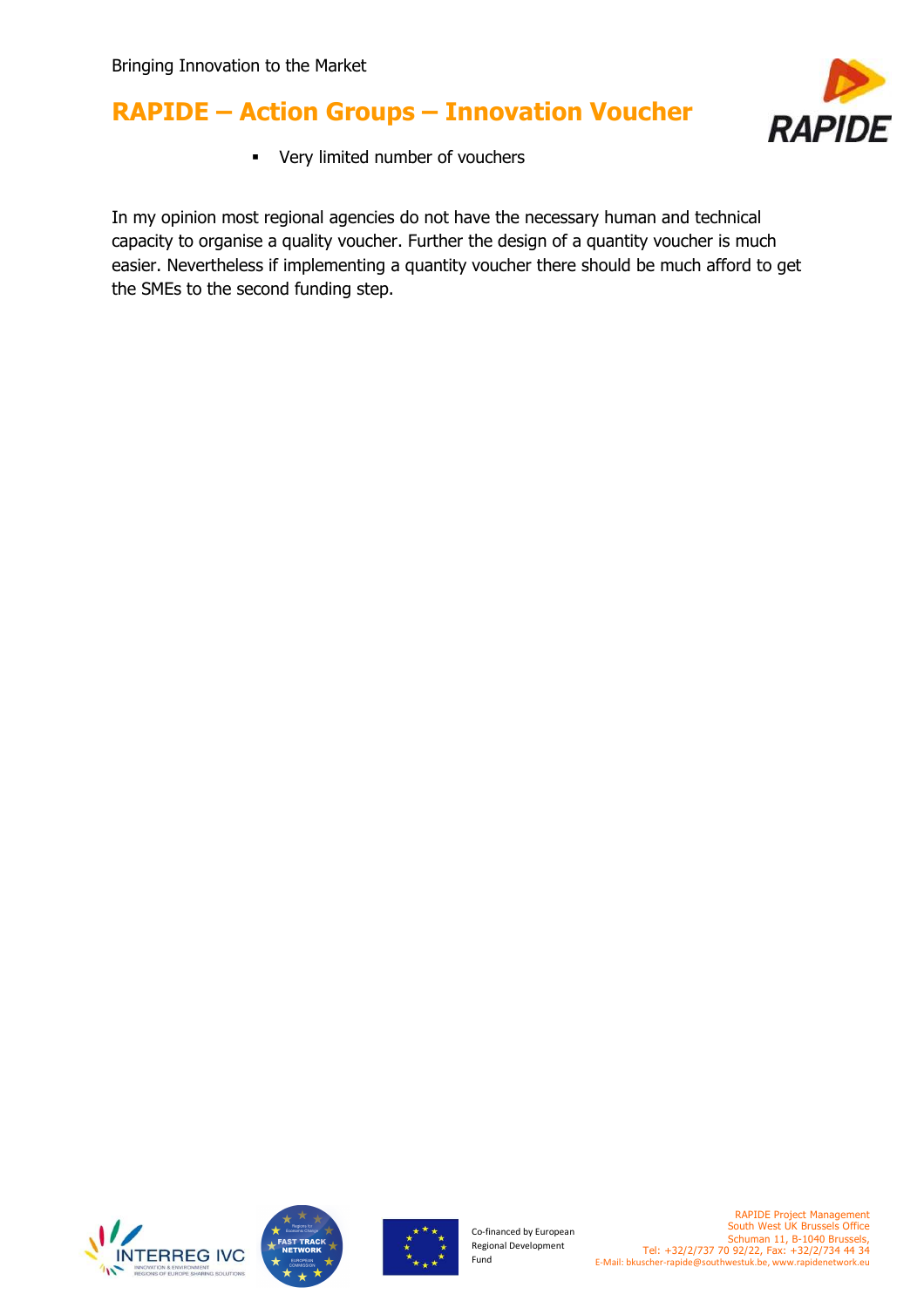- Very limited number of vouchers

In my opinion most regional agencies do not have the necessary human and technical capacity to organise a quality voucher. Further the design of a quantity voucher is much easier. Nevertheless if implementing a quantity voucher there should be much afford to get the SMEs to the second funding step.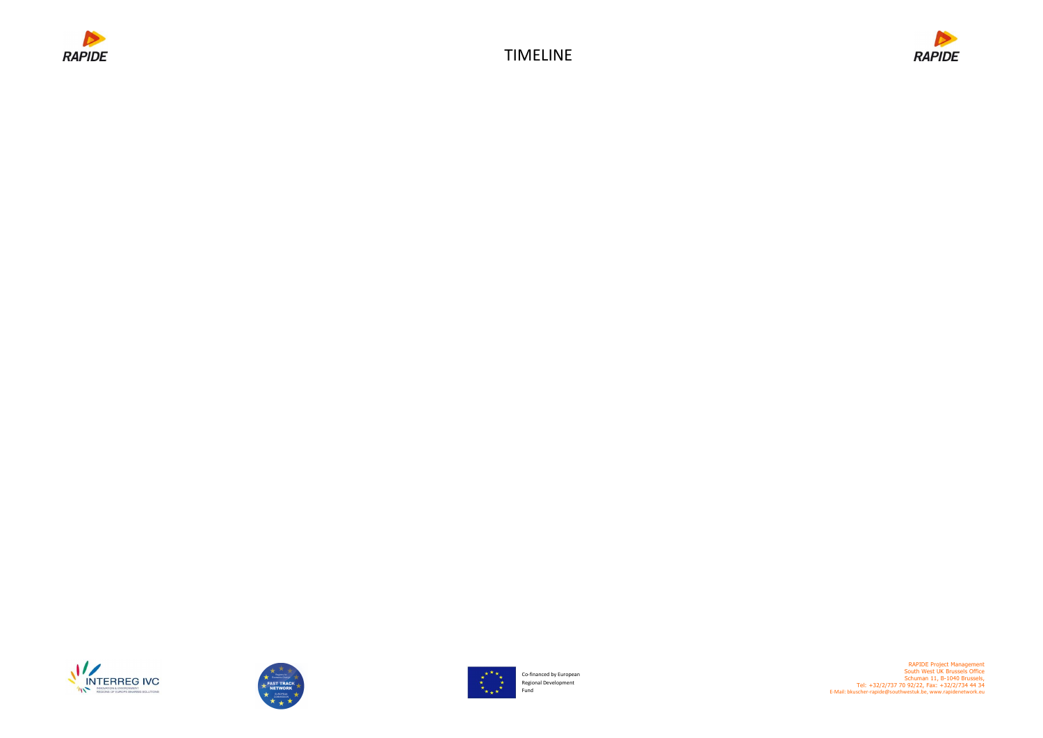# TIMELINE